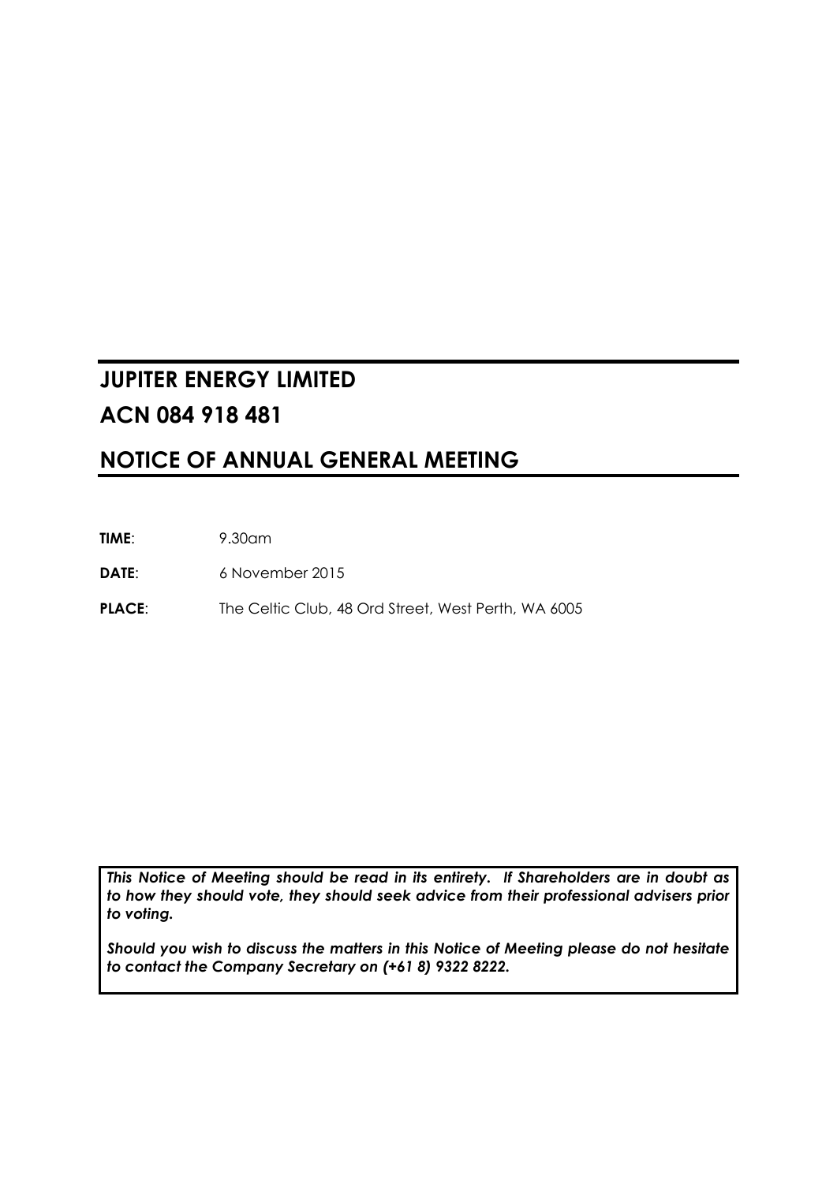# JUPITER ENERGY LIMITED

# ACN 084 918 481

# NOTICE OF ANNUAL GENERAL MEETING

**TIME**: 9.30am

**DATE**: 6 November 2015

**PLACE**: The Celtic Club, 48 Ord Street, West Perth, WA 6005

***This Notice of Meeting should be read in its entirety. If Shareholders are in doubt as to how they should vote, they should seek advice from their professional advisers prior to voting.***

***Should you wish to discuss the matters in this Notice of Meeting please do not hesitate to contact the Company Secretary on (+61 8) 9322 8222.***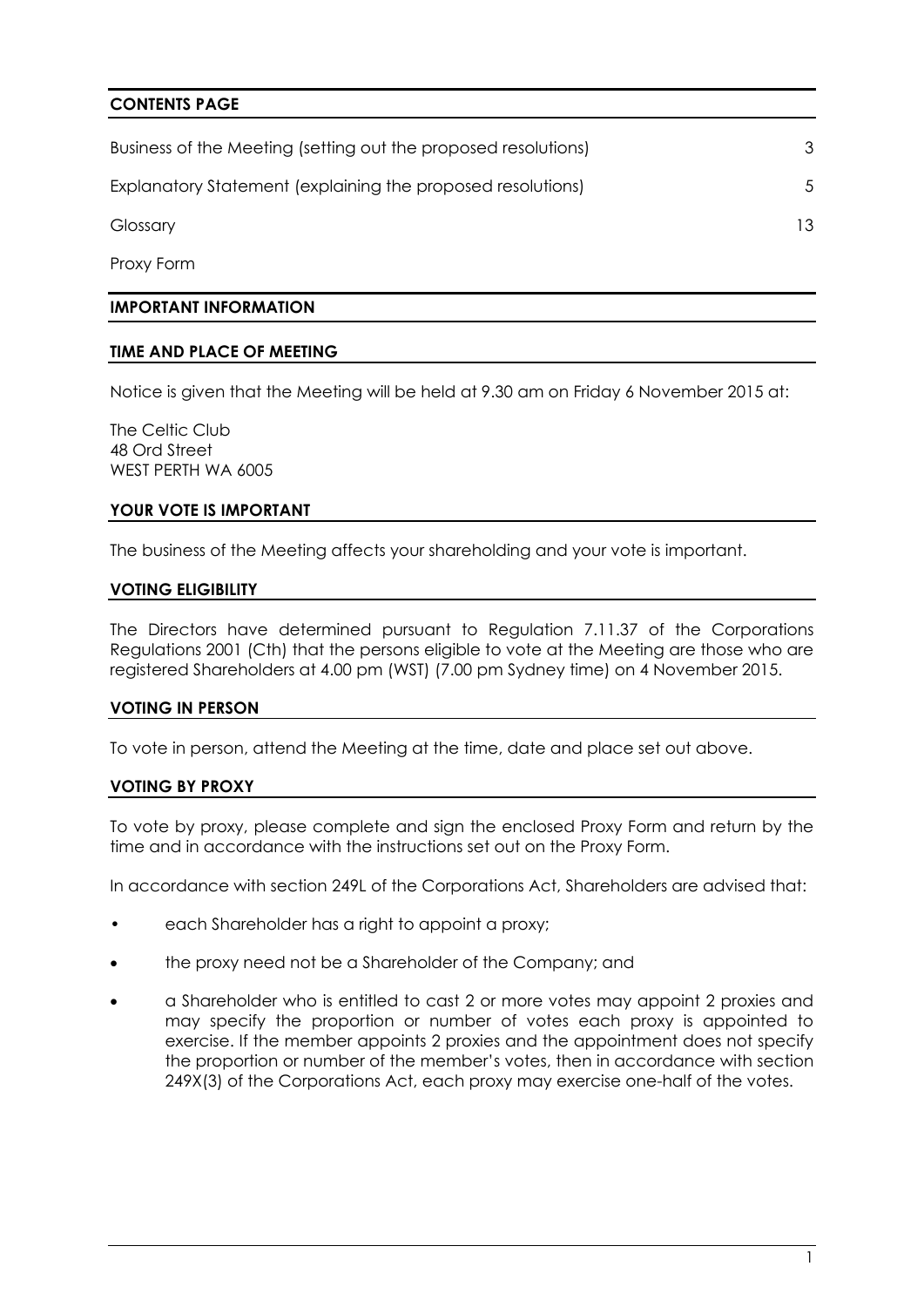## CONTENTS PAGE

| | |
|---|---|
| Business of the Meeting (setting out the proposed resolutions) | 3 |
| Explanatory Statement (explaining the proposed resolutions) | 5 |
| Glossary | 13 |
| Proxy Form | |

## IMPORTANT INFORMATION

### TIME AND PLACE OF MEETING

Notice is given that the Meeting will be held at 9.30 am on Friday 6 November 2015 at:

The Celtic Club
48 Ord Street
WEST PERTH WA 6005

### YOUR VOTE IS IMPORTANT

The business of the Meeting affects your shareholding and your vote is important.

### VOTING ELIGIBILITY

The Directors have determined pursuant to Regulation 7.11.37 of the Corporations Regulations 2001 (Cth) that the persons eligible to vote at the Meeting are those who are registered Shareholders at 4.00 pm (WST) (7.00 pm Sydney time) on 4 November 2015.

### VOTING IN PERSON

To vote in person, attend the Meeting at the time, date and place set out above.

### VOTING BY PROXY

To vote by proxy, please complete and sign the enclosed Proxy Form and return by the time and in accordance with the instructions set out on the Proxy Form.

In accordance with section 249L of the Corporations Act, Shareholders are advised that:

- each Shareholder has a right to appoint a proxy;
- the proxy need not be a Shareholder of the Company; and
- a Shareholder who is entitled to cast 2 or more votes may appoint 2 proxies and may specify the proportion or number of votes each proxy is appointed to exercise. If the member appoints 2 proxies and the appointment does not specify the proportion or number of the member's votes, then in accordance with section 249X(3) of the Corporations Act, each proxy may exercise one-half of the votes.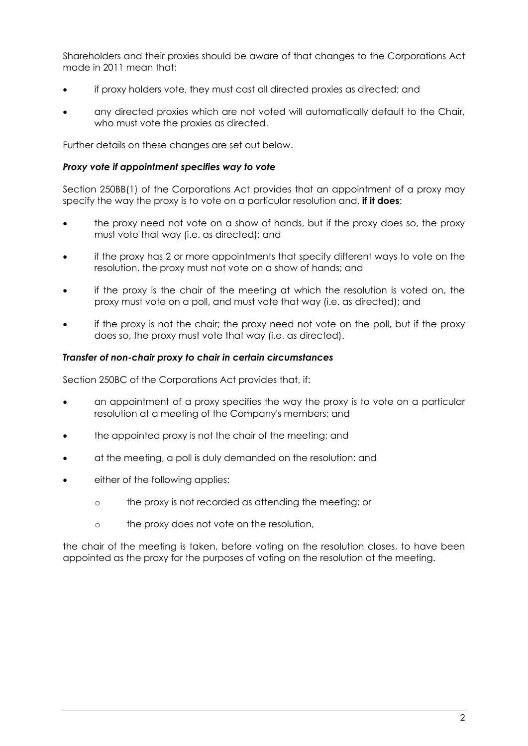Shareholders and their proxies should be aware of that changes to the Corporations Act made in 2011 mean that:

- if proxy holders vote, they must cast all directed proxies as directed; and
- any directed proxies which are not voted will automatically default to the Chair, who must vote the proxies as directed.

Further details on these changes are set out below.

***Proxy vote if appointment specifies way to vote***

Section 250BB(1) of the Corporations Act provides that an appointment of a proxy may specify the way the proxy is to vote on a particular resolution and, **if it does**:

- the proxy need not vote on a show of hands, but if the proxy does so, the proxy must vote that way (i.e. as directed); and
- if the proxy has 2 or more appointments that specify different ways to vote on the resolution, the proxy must not vote on a show of hands; and
- if the proxy is the chair of the meeting at which the resolution is voted on, the proxy must vote on a poll, and must vote that way (i.e. as directed); and
- if the proxy is not the chair; the proxy need not vote on the poll, but if the proxy does so, the proxy must vote that way (i.e. as directed).

***Transfer of non-chair proxy to chair in certain circumstances***

Section 250BC of the Corporations Act provides that, if:

- an appointment of a proxy specifies the way the proxy is to vote on a particular resolution at a meeting of the Company's members; and
- the appointed proxy is not the chair of the meeting; and
- at the meeting, a poll is duly demanded on the resolution; and
- either of the following applies:
  - the proxy is not recorded as attending the meeting; or
  - the proxy does not vote on the resolution,

the chair of the meeting is taken, before voting on the resolution closes, to have been appointed as the proxy for the purposes of voting on the resolution at the meeting.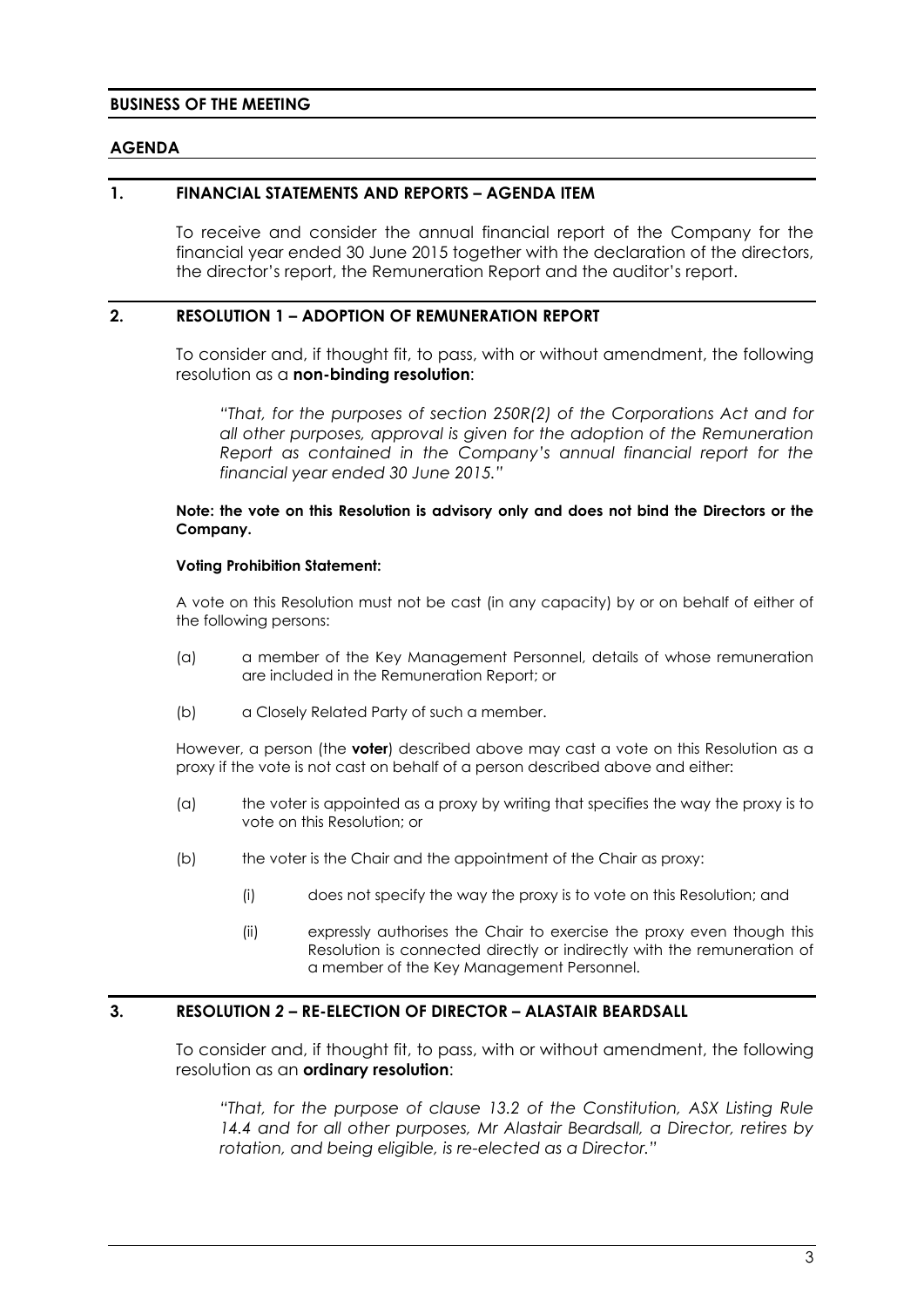## BUSINESS OF THE MEETING

## AGENDA

### 1. FINANCIAL STATEMENTS AND REPORTS – AGENDA ITEM

To receive and consider the annual financial report of the Company for the financial year ended 30 June 2015 together with the declaration of the directors, the director's report, the Remuneration Report and the auditor's report.

### 2. RESOLUTION 1 – ADOPTION OF REMUNERATION REPORT

To consider and, if thought fit, to pass, with or without amendment, the following resolution as a **non-binding resolution**:

> *"That, for the purposes of section 250R(2) of the Corporations Act and for all other purposes, approval is given for the adoption of the Remuneration Report as contained in the Company's annual financial report for the financial year ended 30 June 2015."*

**Note: the vote on this Resolution is advisory only and does not bind the Directors or the Company.**

**Voting Prohibition Statement:**

A vote on this Resolution must not be cast (in any capacity) by or on behalf of either of the following persons:

(a) a member of the Key Management Personnel, details of whose remuneration are included in the Remuneration Report; or

(b) a Closely Related Party of such a member.

However, a person (the **voter**) described above may cast a vote on this Resolution as a proxy if the vote is not cast on behalf of a person described above and either:

(a) the voter is appointed as a proxy by writing that specifies the way the proxy is to vote on this Resolution; or

(b) the voter is the Chair and the appointment of the Chair as proxy:

  (i) does not specify the way the proxy is to vote on this Resolution; and

  (ii) expressly authorises the Chair to exercise the proxy even though this Resolution is connected directly or indirectly with the remuneration of a member of the Key Management Personnel.

### 3. RESOLUTION 2 – RE-ELECTION OF DIRECTOR – ALASTAIR BEARDSALL

To consider and, if thought fit, to pass, with or without amendment, the following resolution as an **ordinary resolution**:

> *"That, for the purpose of clause 13.2 of the Constitution, ASX Listing Rule 14.4 and for all other purposes, Mr Alastair Beardsall, a Director, retires by rotation, and being eligible, is re-elected as a Director."*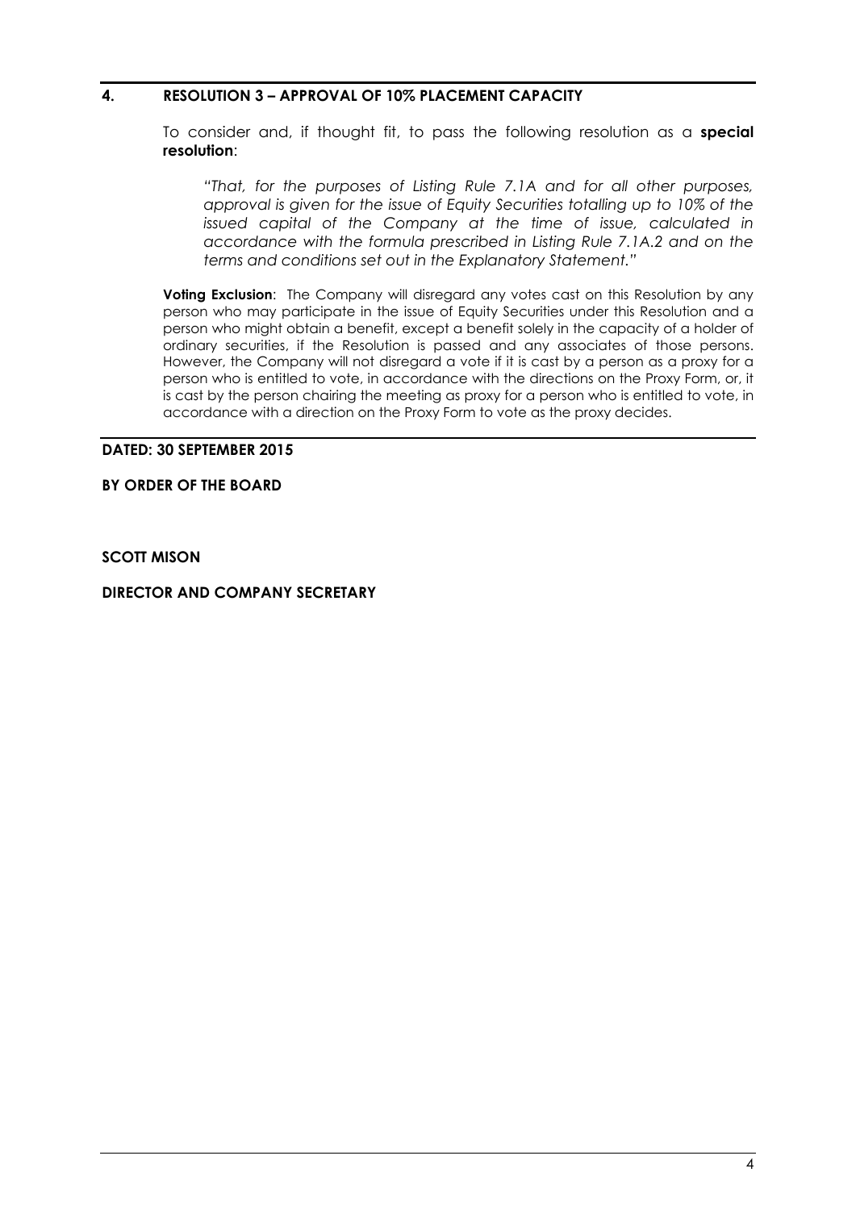## 4. RESOLUTION 3 – APPROVAL OF 10% PLACEMENT CAPACITY

To consider and, if thought fit, to pass the following resolution as a **special resolution**:

*"That, for the purposes of Listing Rule 7.1A and for all other purposes, approval is given for the issue of Equity Securities totalling up to 10% of the issued capital of the Company at the time of issue, calculated in accordance with the formula prescribed in Listing Rule 7.1A.2 and on the terms and conditions set out in the Explanatory Statement."*

**Voting Exclusion**: The Company will disregard any votes cast on this Resolution by any person who may participate in the issue of Equity Securities under this Resolution and a person who might obtain a benefit, except a benefit solely in the capacity of a holder of ordinary securities, if the Resolution is passed and any associates of those persons. However, the Company will not disregard a vote if it is cast by a person as a proxy for a person who is entitled to vote, in accordance with the directions on the Proxy Form, or, it is cast by the person chairing the meeting as proxy for a person who is entitled to vote, in accordance with a direction on the Proxy Form to vote as the proxy decides.

**DATED: 30 SEPTEMBER 2015**

**BY ORDER OF THE BOARD**

**SCOTT MISON**

**DIRECTOR AND COMPANY SECRETARY**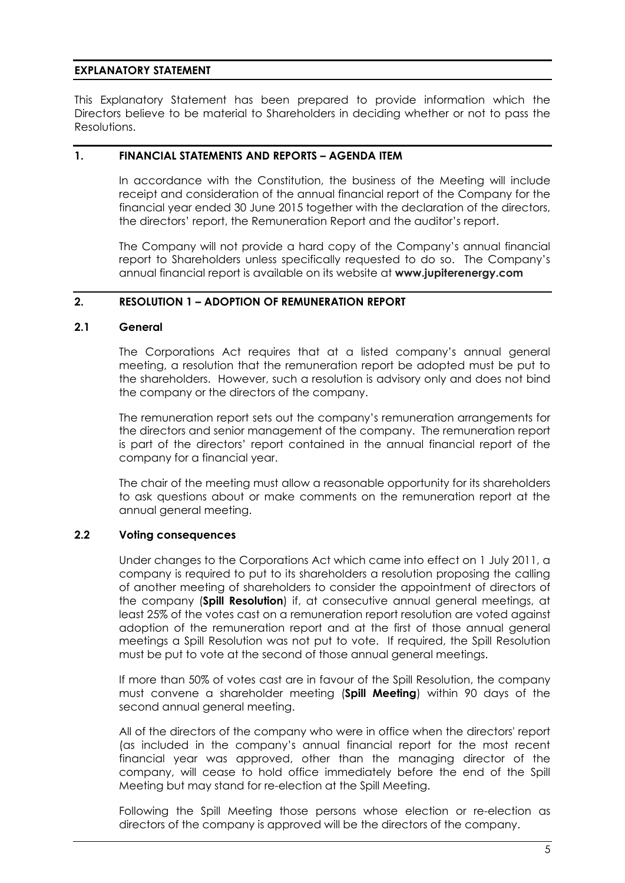## EXPLANATORY STATEMENT

This Explanatory Statement has been prepared to provide information which the Directors believe to be material to Shareholders in deciding whether or not to pass the Resolutions.

## 1. FINANCIAL STATEMENTS AND REPORTS – AGENDA ITEM

In accordance with the Constitution, the business of the Meeting will include receipt and consideration of the annual financial report of the Company for the financial year ended 30 June 2015 together with the declaration of the directors, the directors' report, the Remuneration Report and the auditor's report.

The Company will not provide a hard copy of the Company's annual financial report to Shareholders unless specifically requested to do so. The Company's annual financial report is available on its website at **www.jupiterenergy.com**

## 2. RESOLUTION 1 – ADOPTION OF REMUNERATION REPORT

### 2.1 General

The Corporations Act requires that at a listed company's annual general meeting, a resolution that the remuneration report be adopted must be put to the shareholders. However, such a resolution is advisory only and does not bind the company or the directors of the company.

The remuneration report sets out the company's remuneration arrangements for the directors and senior management of the company. The remuneration report is part of the directors' report contained in the annual financial report of the company for a financial year.

The chair of the meeting must allow a reasonable opportunity for its shareholders to ask questions about or make comments on the remuneration report at the annual general meeting.

### 2.2 Voting consequences

Under changes to the Corporations Act which came into effect on 1 July 2011, a company is required to put to its shareholders a resolution proposing the calling of another meeting of shareholders to consider the appointment of directors of the company (**Spill Resolution**) if, at consecutive annual general meetings, at least 25% of the votes cast on a remuneration report resolution are voted against adoption of the remuneration report and at the first of those annual general meetings a Spill Resolution was not put to vote. If required, the Spill Resolution must be put to vote at the second of those annual general meetings.

If more than 50% of votes cast are in favour of the Spill Resolution, the company must convene a shareholder meeting (**Spill Meeting**) within 90 days of the second annual general meeting.

All of the directors of the company who were in office when the directors' report (as included in the company's annual financial report for the most recent financial year was approved, other than the managing director of the company, will cease to hold office immediately before the end of the Spill Meeting but may stand for re-election at the Spill Meeting.

Following the Spill Meeting those persons whose election or re-election as directors of the company is approved will be the directors of the company.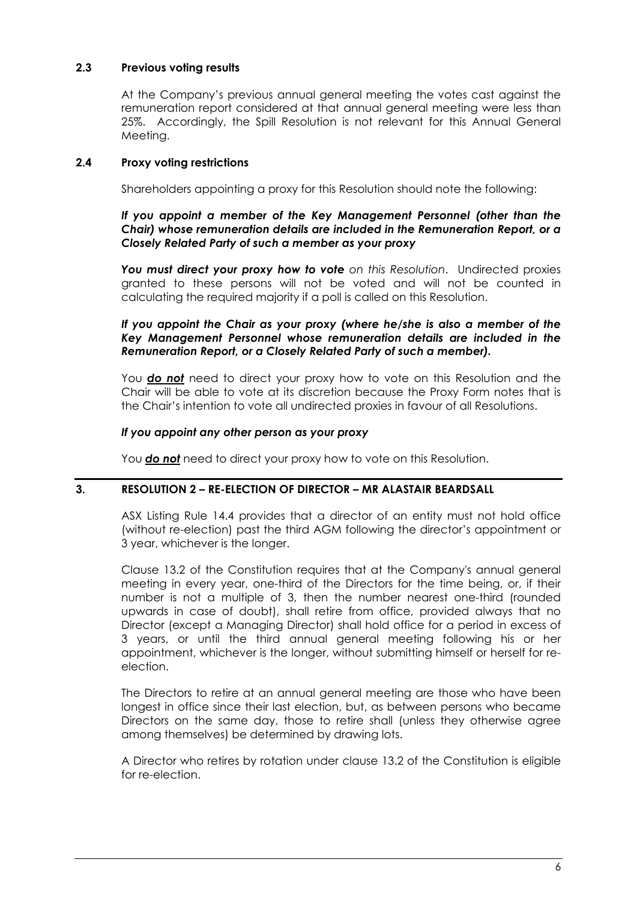### 2.3 Previous voting results

At the Company's previous annual general meeting the votes cast against the remuneration report considered at that annual general meeting were less than 25%. Accordingly, the Spill Resolution is not relevant for this Annual General Meeting.

### 2.4 Proxy voting restrictions

Shareholders appointing a proxy for this Resolution should note the following:

***If you appoint a member of the Key Management Personnel (other than the Chair) whose remuneration details are included in the Remuneration Report, or a Closely Related Party of such a member as your proxy***

***You must direct your proxy how to vote*** *on this Resolution*. Undirected proxies granted to these persons will not be voted and will not be counted in calculating the required majority if a poll is called on this Resolution.

***If you appoint the Chair as your proxy (where he/she is also a member of the Key Management Personnel whose remuneration details are included in the Remuneration Report, or a Closely Related Party of such a member).***

You ***do not*** need to direct your proxy how to vote on this Resolution and the Chair will be able to vote at its discretion because the Proxy Form notes that is the Chair's intention to vote all undirected proxies in favour of all Resolutions.

***If you appoint any other person as your proxy***

You ***do not*** need to direct your proxy how to vote on this Resolution.

## 3. RESOLUTION 2 – RE-ELECTION OF DIRECTOR – MR ALASTAIR BEARDSALL

ASX Listing Rule 14.4 provides that a director of an entity must not hold office (without re-election) past the third AGM following the director's appointment or 3 year, whichever is the longer.

Clause 13.2 of the Constitution requires that at the Company's annual general meeting in every year, one-third of the Directors for the time being, or, if their number is not a multiple of 3, then the number nearest one-third (rounded upwards in case of doubt), shall retire from office, provided always that no Director (except a Managing Director) shall hold office for a period in excess of 3 years, or until the third annual general meeting following his or her appointment, whichever is the longer, without submitting himself or herself for re-election.

The Directors to retire at an annual general meeting are those who have been longest in office since their last election, but, as between persons who became Directors on the same day, those to retire shall (unless they otherwise agree among themselves) be determined by drawing lots.

A Director who retires by rotation under clause 13.2 of the Constitution is eligible for re-election.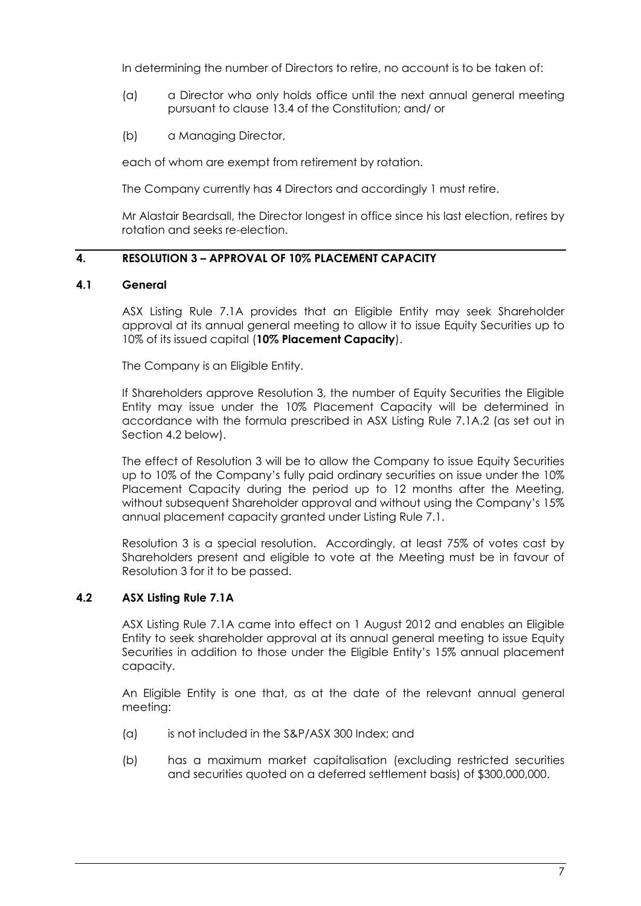In determining the number of Directors to retire, no account is to be taken of:

(a) a Director who only holds office until the next annual general meeting pursuant to clause 13.4 of the Constitution; and/ or

(b) a Managing Director,

each of whom are exempt from retirement by rotation.

The Company currently has 4 Directors and accordingly 1 must retire.

Mr Alastair Beardsall, the Director longest in office since his last election, retires by rotation and seeks re-election.

## 4. RESOLUTION 3 – APPROVAL OF 10% PLACEMENT CAPACITY

### 4.1 General

ASX Listing Rule 7.1A provides that an Eligible Entity may seek Shareholder approval at its annual general meeting to allow it to issue Equity Securities up to 10% of its issued capital (**10% Placement Capacity**).

The Company is an Eligible Entity.

If Shareholders approve Resolution 3, the number of Equity Securities the Eligible Entity may issue under the 10% Placement Capacity will be determined in accordance with the formula prescribed in ASX Listing Rule 7.1A.2 (as set out in Section 4.2 below).

The effect of Resolution 3 will be to allow the Company to issue Equity Securities up to 10% of the Company's fully paid ordinary securities on issue under the 10% Placement Capacity during the period up to 12 months after the Meeting, without subsequent Shareholder approval and without using the Company's 15% annual placement capacity granted under Listing Rule 7.1.

Resolution 3 is a special resolution. Accordingly, at least 75% of votes cast by Shareholders present and eligible to vote at the Meeting must be in favour of Resolution 3 for it to be passed.

### 4.2 ASX Listing Rule 7.1A

ASX Listing Rule 7.1A came into effect on 1 August 2012 and enables an Eligible Entity to seek shareholder approval at its annual general meeting to issue Equity Securities in addition to those under the Eligible Entity's 15% annual placement capacity.

An Eligible Entity is one that, as at the date of the relevant annual general meeting:

(a) is not included in the S&P/ASX 300 Index; and

(b) has a maximum market capitalisation (excluding restricted securities and securities quoted on a deferred settlement basis) of $300,000,000.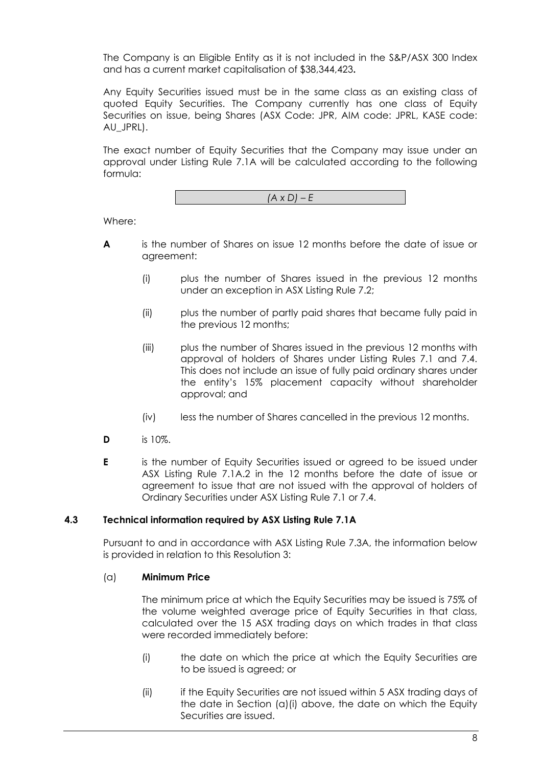The Company is an Eligible Entity as it is not included in the S&P/ASX 300 Index and has a current market capitalisation of $38,344,423**.**

Any Equity Securities issued must be in the same class as an existing class of quoted Equity Securities. The Company currently has one class of Equity Securities on issue, being Shares (ASX Code: JPR, AIM code: JPRL, KASE code: AU_JPRL).

The exact number of Equity Securities that the Company may issue under an approval under Listing Rule 7.1A will be calculated according to the following formula:

$$(A \times D) - E$$

Where:

**A** is the number of Shares on issue 12 months before the date of issue or agreement:

(i) plus the number of Shares issued in the previous 12 months under an exception in ASX Listing Rule 7.2;

(ii) plus the number of partly paid shares that became fully paid in the previous 12 months;

(iii) plus the number of Shares issued in the previous 12 months with approval of holders of Shares under Listing Rules 7.1 and 7.4. This does not include an issue of fully paid ordinary shares under the entity's 15% placement capacity without shareholder approval; and

(iv) less the number of Shares cancelled in the previous 12 months.

**D** is 10%.

**E** is the number of Equity Securities issued or agreed to be issued under ASX Listing Rule 7.1A.2 in the 12 months before the date of issue or agreement to issue that are not issued with the approval of holders of Ordinary Securities under ASX Listing Rule 7.1 or 7.4.

### 4.3 Technical information required by ASX Listing Rule 7.1A

Pursuant to and in accordance with ASX Listing Rule 7.3A, the information below is provided in relation to this Resolution 3:

(a) **Minimum Price**

The minimum price at which the Equity Securities may be issued is 75% of the volume weighted average price of Equity Securities in that class, calculated over the 15 ASX trading days on which trades in that class were recorded immediately before:

(i) the date on which the price at which the Equity Securities are to be issued is agreed; or

(ii) if the Equity Securities are not issued within 5 ASX trading days of the date in Section (a)(i) above, the date on which the Equity Securities are issued.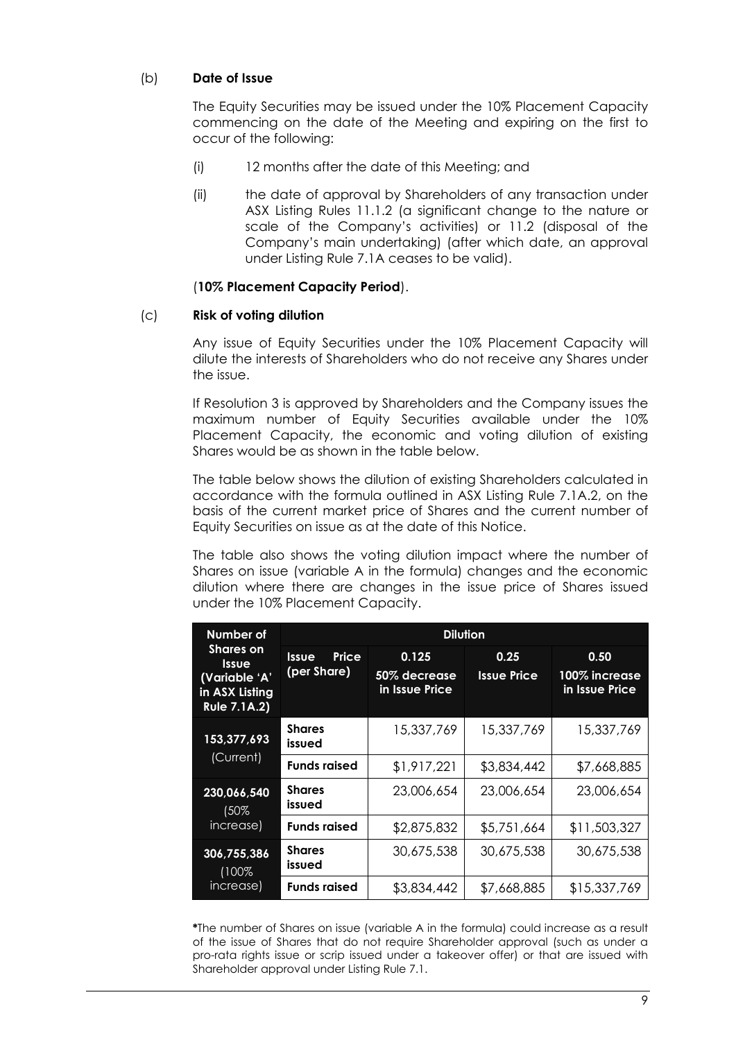(b) **Date of Issue**

The Equity Securities may be issued under the 10% Placement Capacity commencing on the date of the Meeting and expiring on the first to occur of the following:

(i) 12 months after the date of this Meeting; and

(ii) the date of approval by Shareholders of any transaction under ASX Listing Rules 11.1.2 (a significant change to the nature or scale of the Company's activities) or 11.2 (disposal of the Company's main undertaking) (after which date, an approval under Listing Rule 7.1A ceases to be valid).

(**10% Placement Capacity Period**).

(c) **Risk of voting dilution**

Any issue of Equity Securities under the 10% Placement Capacity will dilute the interests of Shareholders who do not receive any Shares under the issue.

If Resolution 3 is approved by Shareholders and the Company issues the maximum number of Equity Securities available under the 10% Placement Capacity, the economic and voting dilution of existing Shares would be as shown in the table below.

The table below shows the dilution of existing Shareholders calculated in accordance with the formula outlined in ASX Listing Rule 7.1A.2, on the basis of the current market price of Shares and the current number of Equity Securities on issue as at the date of this Notice.

The table also shows the voting dilution impact where the number of Shares on issue (variable A in the formula) changes and the economic dilution where there are changes in the issue price of Shares issued under the 10% Placement Capacity.

| Number of Shares on Issue (Variable 'A' in ASX Listing Rule 7.1A.2) | Dilution | | | |
|---|---|---|---|---|
| | Issue Price (per Share) | 0.125 50% decrease in Issue Price | 0.25 Issue Price | 0.50 100% increase in Issue Price |
| 153,377,693 (Current) | Shares issued | 15,337,769 | 15,337,769 | 15,337,769 |
| | Funds raised | $1,917,221 | $3,834,442 | $7,668,885 |
| 230,066,540 (50% increase) | Shares issued | 23,006,654 | 23,006,654 | 23,006,654 |
| | Funds raised | $2,875,832 | $5,751,664 | $11,503,327 |
| 306,755,386 (100% increase) | Shares issued | 30,675,538 | 30,675,538 | 30,675,538 |
| | Funds raised | $3,834,442 | $7,668,885 | $15,337,769 |

*****The number of Shares on issue (variable A in the formula) could increase as a result of the issue of Shares that do not require Shareholder approval (such as under a pro-rata rights issue or scrip issued under a takeover offer) or that are issued with Shareholder approval under Listing Rule 7.1.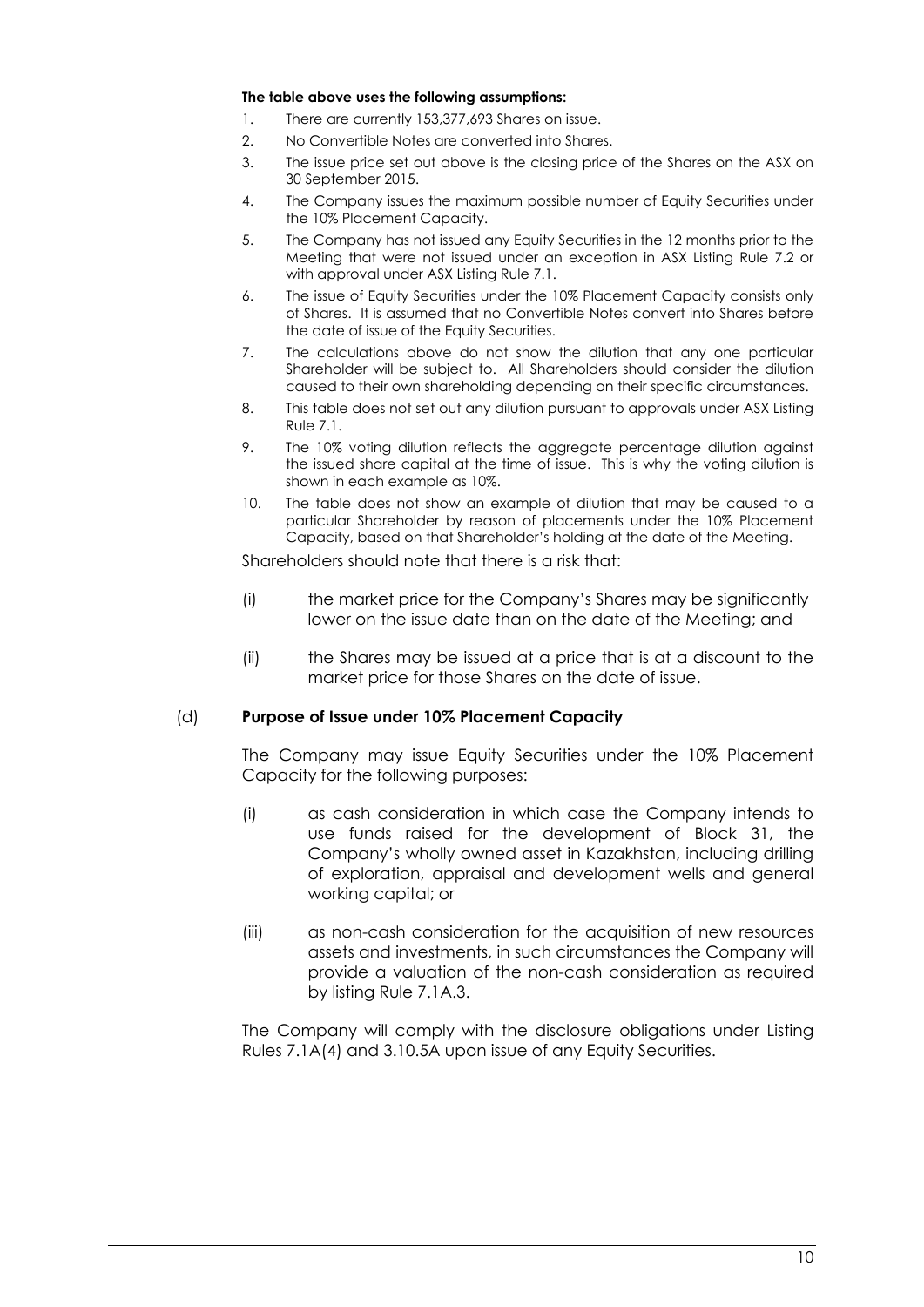**The table above uses the following assumptions:**

1. There are currently 153,377,693 Shares on issue.
2. No Convertible Notes are converted into Shares.
3. The issue price set out above is the closing price of the Shares on the ASX on 30 September 2015.
4. The Company issues the maximum possible number of Equity Securities under the 10% Placement Capacity.
5. The Company has not issued any Equity Securities in the 12 months prior to the Meeting that were not issued under an exception in ASX Listing Rule 7.2 or with approval under ASX Listing Rule 7.1.
6. The issue of Equity Securities under the 10% Placement Capacity consists only of Shares. It is assumed that no Convertible Notes convert into Shares before the date of issue of the Equity Securities.
7. The calculations above do not show the dilution that any one particular Shareholder will be subject to. All Shareholders should consider the dilution caused to their own shareholding depending on their specific circumstances.
8. This table does not set out any dilution pursuant to approvals under ASX Listing Rule 7.1.
9. The 10% voting dilution reflects the aggregate percentage dilution against the issued share capital at the time of issue. This is why the voting dilution is shown in each example as 10%.
10. The table does not show an example of dilution that may be caused to a particular Shareholder by reason of placements under the 10% Placement Capacity, based on that Shareholder's holding at the date of the Meeting.

Shareholders should note that there is a risk that:

(i) the market price for the Company's Shares may be significantly lower on the issue date than on the date of the Meeting; and

(ii) the Shares may be issued at a price that is at a discount to the market price for those Shares on the date of issue.

(d) **Purpose of Issue under 10% Placement Capacity**

The Company may issue Equity Securities under the 10% Placement Capacity for the following purposes:

(i) as cash consideration in which case the Company intends to use funds raised for the development of Block 31, the Company's wholly owned asset in Kazakhstan, including drilling of exploration, appraisal and development wells and general working capital; or

(iii) as non-cash consideration for the acquisition of new resources assets and investments, in such circumstances the Company will provide a valuation of the non-cash consideration as required by listing Rule 7.1A.3.

The Company will comply with the disclosure obligations under Listing Rules 7.1A(4) and 3.10.5A upon issue of any Equity Securities.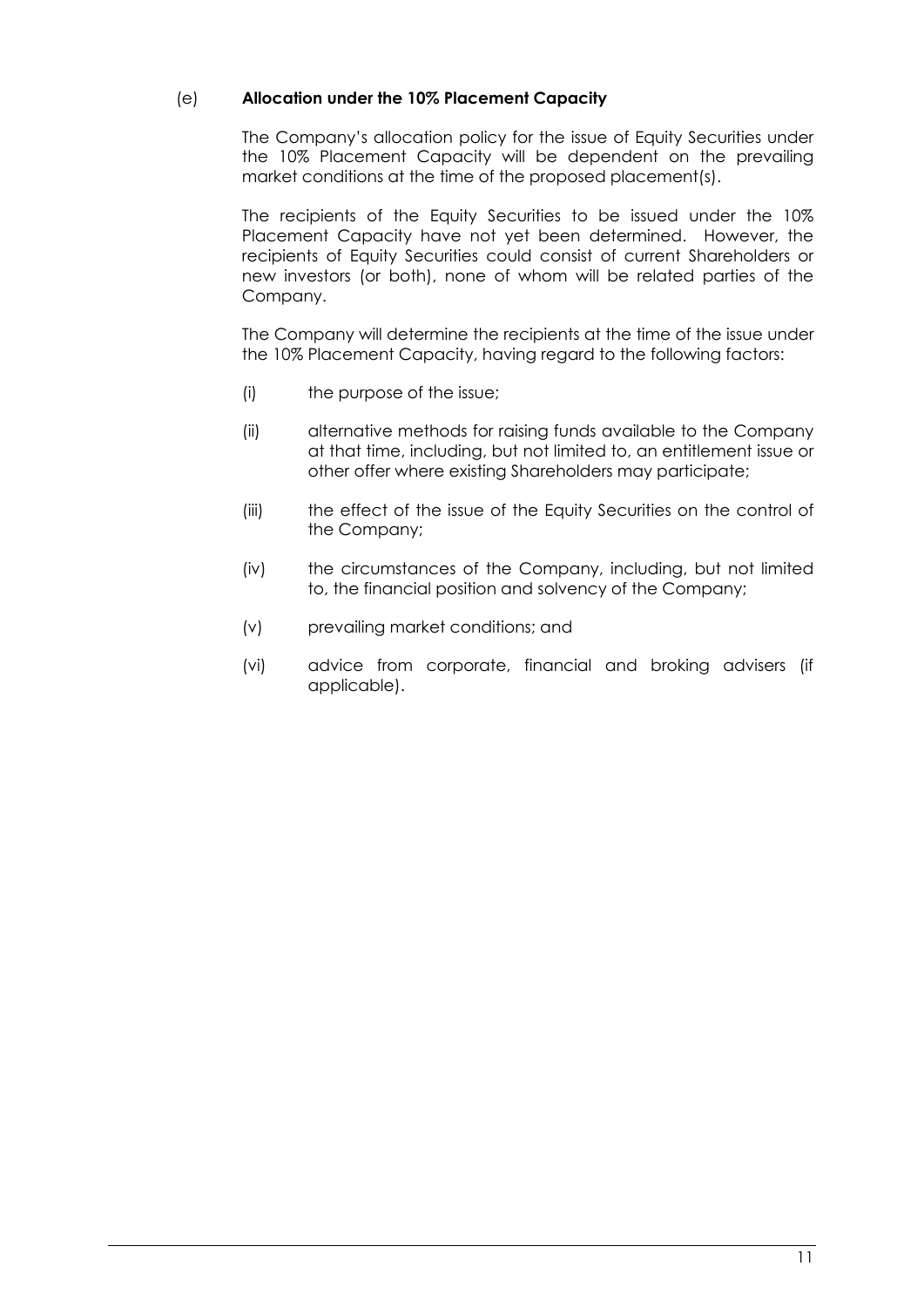(e) **Allocation under the 10% Placement Capacity**

The Company's allocation policy for the issue of Equity Securities under the 10% Placement Capacity will be dependent on the prevailing market conditions at the time of the proposed placement(s).

The recipients of the Equity Securities to be issued under the 10% Placement Capacity have not yet been determined. However, the recipients of Equity Securities could consist of current Shareholders or new investors (or both), none of whom will be related parties of the Company.

The Company will determine the recipients at the time of the issue under the 10% Placement Capacity, having regard to the following factors:

(i) the purpose of the issue;

(ii) alternative methods for raising funds available to the Company at that time, including, but not limited to, an entitlement issue or other offer where existing Shareholders may participate;

(iii) the effect of the issue of the Equity Securities on the control of the Company;

(iv) the circumstances of the Company, including, but not limited to, the financial position and solvency of the Company;

(v) prevailing market conditions; and

(vi) advice from corporate, financial and broking advisers (if applicable).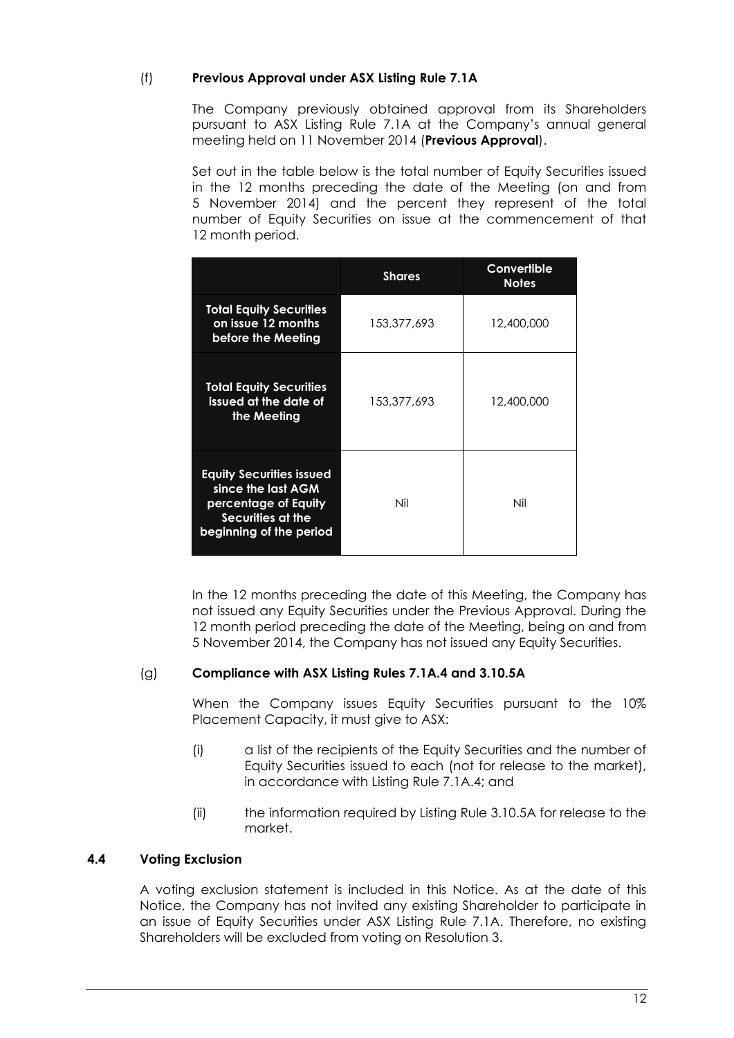(f) **Previous Approval under ASX Listing Rule 7.1A**

The Company previously obtained approval from its Shareholders pursuant to ASX Listing Rule 7.1A at the Company's annual general meeting held on 11 November 2014 (**Previous Approval**).

Set out in the table below is the total number of Equity Securities issued in the 12 months preceding the date of the Meeting (on and from 5 November 2014) and the percent they represent of the total number of Equity Securities on issue at the commencement of that 12 month period.

| | Shares | Convertible Notes |
|---|---|---|
| **Total Equity Securities on issue 12 months before the Meeting** | 153,377,693 | 12,400,000 |
| **Total Equity Securities issued at the date of the Meeting** | 153,377,693 | 12,400,000 |
| **Equity Securities issued since the last AGM percentage of Equity Securities at the beginning of the period** | Nil | Nil |

In the 12 months preceding the date of this Meeting, the Company has not issued any Equity Securities under the Previous Approval. During the 12 month period preceding the date of the Meeting, being on and from 5 November 2014, the Company has not issued any Equity Securities.

(g) **Compliance with ASX Listing Rules 7.1A.4 and 3.10.5A**

When the Company issues Equity Securities pursuant to the 10% Placement Capacity, it must give to ASX:

(i) a list of the recipients of the Equity Securities and the number of Equity Securities issued to each (not for release to the market), in accordance with Listing Rule 7.1A.4; and

(ii) the information required by Listing Rule 3.10.5A for release to the market.

### 4.4 Voting Exclusion

A voting exclusion statement is included in this Notice. As at the date of this Notice, the Company has not invited any existing Shareholder to participate in an issue of Equity Securities under ASX Listing Rule 7.1A. Therefore, no existing Shareholders will be excluded from voting on Resolution 3.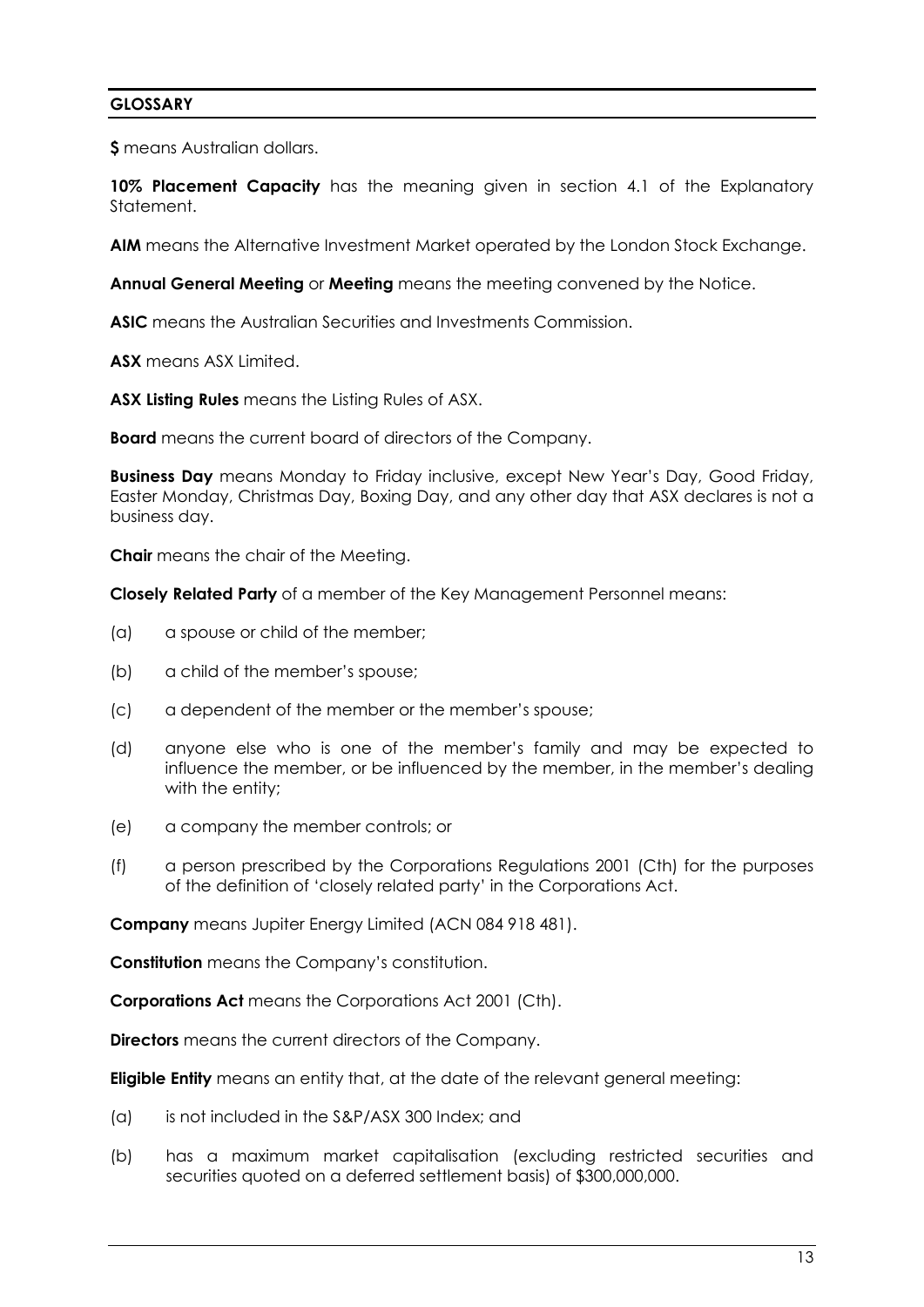## GLOSSARY

**$** means Australian dollars.

**10% Placement Capacity** has the meaning given in section 4.1 of the Explanatory Statement.

**AIM** means the Alternative Investment Market operated by the London Stock Exchange.

**Annual General Meeting** or **Meeting** means the meeting convened by the Notice.

**ASIC** means the Australian Securities and Investments Commission.

**ASX** means ASX Limited.

**ASX Listing Rules** means the Listing Rules of ASX.

**Board** means the current board of directors of the Company.

**Business Day** means Monday to Friday inclusive, except New Year's Day, Good Friday, Easter Monday, Christmas Day, Boxing Day, and any other day that ASX declares is not a business day.

**Chair** means the chair of the Meeting.

**Closely Related Party** of a member of the Key Management Personnel means:

(a) a spouse or child of the member;

(b) a child of the member's spouse;

(c) a dependent of the member or the member's spouse;

(d) anyone else who is one of the member's family and may be expected to influence the member, or be influenced by the member, in the member's dealing with the entity;

(e) a company the member controls; or

(f) a person prescribed by the Corporations Regulations 2001 (Cth) for the purposes of the definition of 'closely related party' in the Corporations Act.

**Company** means Jupiter Energy Limited (ACN 084 918 481).

**Constitution** means the Company's constitution.

**Corporations Act** means the Corporations Act 2001 (Cth).

**Directors** means the current directors of the Company.

**Eligible Entity** means an entity that, at the date of the relevant general meeting:

(a) is not included in the S&P/ASX 300 Index; and

(b) has a maximum market capitalisation (excluding restricted securities and securities quoted on a deferred settlement basis) of $300,000,000.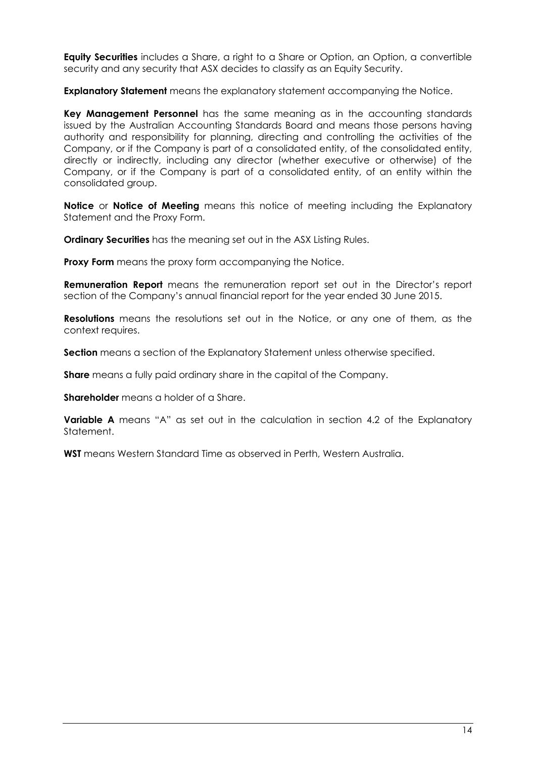**Equity Securities** includes a Share, a right to a Share or Option, an Option, a convertible security and any security that ASX decides to classify as an Equity Security.

**Explanatory Statement** means the explanatory statement accompanying the Notice.

**Key Management Personnel** has the same meaning as in the accounting standards issued by the Australian Accounting Standards Board and means those persons having authority and responsibility for planning, directing and controlling the activities of the Company, or if the Company is part of a consolidated entity, of the consolidated entity, directly or indirectly, including any director (whether executive or otherwise) of the Company, or if the Company is part of a consolidated entity, of an entity within the consolidated group.

**Notice** or **Notice of Meeting** means this notice of meeting including the Explanatory Statement and the Proxy Form.

**Ordinary Securities** has the meaning set out in the ASX Listing Rules.

**Proxy Form** means the proxy form accompanying the Notice.

**Remuneration Report** means the remuneration report set out in the Director's report section of the Company's annual financial report for the year ended 30 June 2015.

**Resolutions** means the resolutions set out in the Notice, or any one of them, as the context requires.

**Section** means a section of the Explanatory Statement unless otherwise specified.

**Share** means a fully paid ordinary share in the capital of the Company.

**Shareholder** means a holder of a Share.

**Variable A** means "A" as set out in the calculation in section 4.2 of the Explanatory Statement.

**WST** means Western Standard Time as observed in Perth, Western Australia.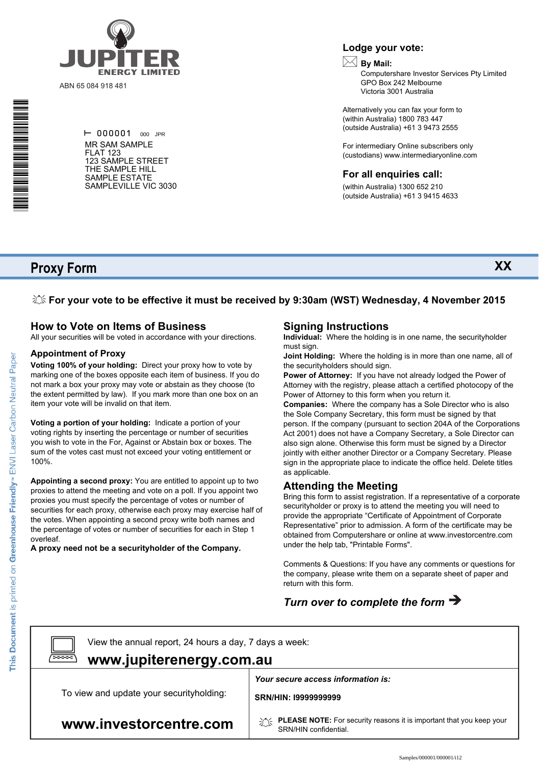JUPITER ENERGY LIMITED

ABN 65 084 918 481

⊢ 000001 000 JPR

MR SAM SAMPLE
FLAT 123
123 SAMPLE STREET
THE SAMPLE HILL
SAMPLE ESTATE
SAMPLEVILLE VIC 3030

## Lodge your vote:

**By Mail:**
Computershare Investor Services Pty Limited
GPO Box 242 Melbourne
Victoria 3001 Australia

Alternatively you can fax your form to
(within Australia) 1800 783 447
(outside Australia) +61 3 9473 2555

For intermediary Online subscribers only
(custodians) www.intermediaryonline.com

## For all enquiries call:

(within Australia) 1300 652 210
(outside Australia) +61 3 9415 4633

# Proxy Form

**XX**

**For your vote to be effective it must be received by 9:30am (WST) Wednesday, 4 November 2015**

## How to Vote on Items of Business

All your securities will be voted in accordance with your directions.

### Appointment of Proxy

**Voting 100% of your holding:** Direct your proxy how to vote by marking one of the boxes opposite each item of business. If you do not mark a box your proxy may vote or abstain as they choose (to the extent permitted by law). If you mark more than one box on an item your vote will be invalid on that item.

**Voting a portion of your holding:** Indicate a portion of your voting rights by inserting the percentage or number of securities you wish to vote in the For, Against or Abstain box or boxes. The sum of the votes cast must not exceed your voting entitlement or 100%.

**Appointing a second proxy:** You are entitled to appoint up to two proxies to attend the meeting and vote on a poll. If you appoint two proxies you must specify the percentage of votes or number of securities for each proxy, otherwise each proxy may exercise half of the votes. When appointing a second proxy write both names and the percentage of votes or number of securities for each in Step 1 overleaf.

**A proxy need not be a securityholder of the Company.**

## Signing Instructions

**Individual:** Where the holding is in one name, the securityholder must sign.

**Joint Holding:** Where the holding is in more than one name, all of the securityholders should sign.

**Power of Attorney:** If you have not already lodged the Power of Attorney with the registry, please attach a certified photocopy of the Power of Attorney to this form when you return it.

**Companies:** Where the company has a Sole Director who is also the Sole Company Secretary, this form must be signed by that person. If the company (pursuant to section 204A of the Corporations Act 2001) does not have a Company Secretary, a Sole Director can also sign alone. Otherwise this form must be signed by a Director jointly with either another Director or a Company Secretary. Please sign in the appropriate place to indicate the office held. Delete titles as applicable.

## Attending the Meeting

Bring this form to assist registration. If a representative of a corporate securityholder or proxy is to attend the meeting you will need to provide the appropriate "Certificate of Appointment of Corporate Representative" prior to admission. A form of the certificate may be obtained from Computershare or online at www.investorcentre.com under the help tab, "Printable Forms".

Comments & Questions: If you have any comments or questions for the company, please write them on a separate sheet of paper and return with this form.

***Turn over to complete the form →***

View the annual report, 24 hours a day, 7 days a week:

**www.jupiterenergy.com.au**

To view and update your securityholding:

**www.investorcentre.com**

***Your secure access information is:***

**SRN/HIN: I9999999999**

**PLEASE NOTE:** For security reasons it is important that you keep your SRN/HIN confidential.

This Document is printed on Greenhouse Friendly™ ENVI Laser Carbon Neutral Paper

Samples/000001/000001/i12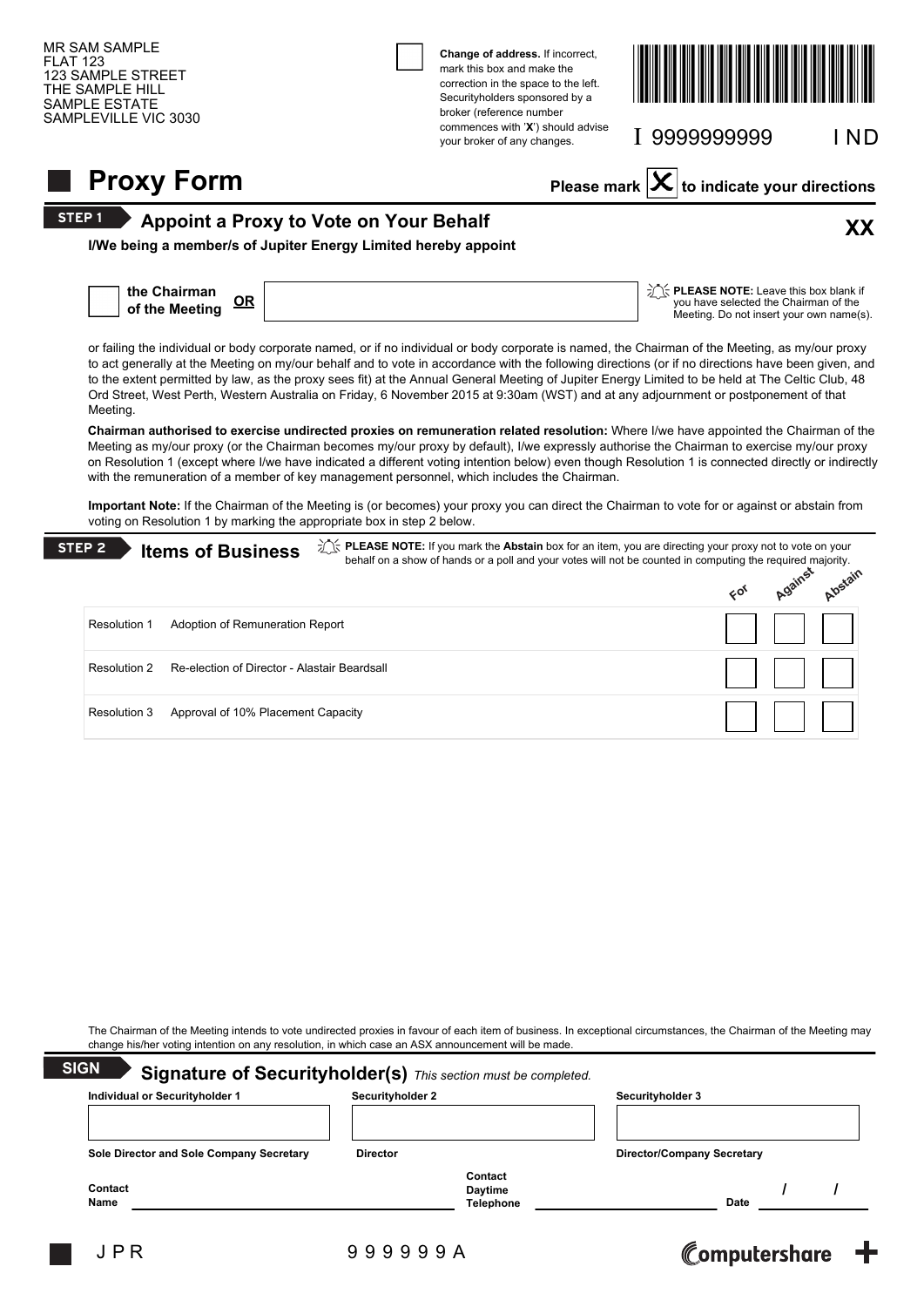MR SAM SAMPLE
FLAT 123
123 SAMPLE STREET
THE SAMPLE HILL
SAMPLE ESTATE
SAMPLEVILLE VIC 3030

☐ **Change of address.** If incorrect, mark this box and make the correction in the space to the left. Securityholders sponsored by a broker (reference number commences with '**X**') should advise your broker of any changes.

I 9999999999 I ND

# Proxy Form

**Please mark ☒ to indicate your directions**

## STEP 1 Appoint a Proxy to Vote on Your Behalf

**XX**

**I/We being a member/s of Jupiter Energy Limited hereby appoint**

☐ **the Chairman of the Meeting** **OR** ____________________

**PLEASE NOTE:** Leave this box blank if you have selected the Chairman of the Meeting. Do not insert your own name(s).

or failing the individual or body corporate named, or if no individual or body corporate is named, the Chairman of the Meeting, as my/our proxy to act generally at the Meeting on my/our behalf and to vote in accordance with the following directions (or if no directions have been given, and to the extent permitted by law, as the proxy sees fit) at the Annual General Meeting of Jupiter Energy Limited to be held at The Celtic Club, 48 Ord Street, West Perth, Western Australia on Friday, 6 November 2015 at 9:30am (WST) and at any adjournment or postponement of that Meeting.

**Chairman authorised to exercise undirected proxies on remuneration related resolution:** Where I/we have appointed the Chairman of the Meeting as my/our proxy (or the Chairman becomes my/our proxy by default), I/we expressly authorise the Chairman to exercise my/our proxy on Resolution 1 (except where I/we have indicated a different voting intention below) even though Resolution 1 is connected directly or indirectly with the remuneration of a member of key management personnel, which includes the Chairman.

**Important Note:** If the Chairman of the Meeting is (or becomes) your proxy you can direct the Chairman to vote for or against or abstain from voting on Resolution 1 by marking the appropriate box in step 2 below.

## STEP 2 Items of Business

**PLEASE NOTE:** If you mark the **Abstain** box for an item, you are directing your proxy not to vote on your behalf on a show of hands or a poll and your votes will not be counted in computing the required majority.

| | | For | Against | Abstain |
|---|---|---|---|---|
| Resolution 1 | Adoption of Remuneration Report | ☐ | ☐ | ☐ |
| Resolution 2 | Re-election of Director - Alastair Beardsall | ☐ | ☐ | ☐ |
| Resolution 3 | Approval of 10% Placement Capacity | ☐ | ☐ | ☐ |

The Chairman of the Meeting intends to vote undirected proxies in favour of each item of business. In exceptional circumstances, the Chairman of the Meeting may change his/her voting intention on any resolution, in which case an ASX announcement will be made.

## SIGN Signature of Securityholder(s) *This section must be completed.*

| Individual or Securityholder 1 | Securityholder 2 | Securityholder 3 |
|---|---|---|
| | | |
| Sole Director and Sole Company Secretary | Director | Director/Company Secretary |

Contact Name ____________________ Contact Daytime Telephone ____________________ Date ___ / ___ /

J P R 999999A

computershare